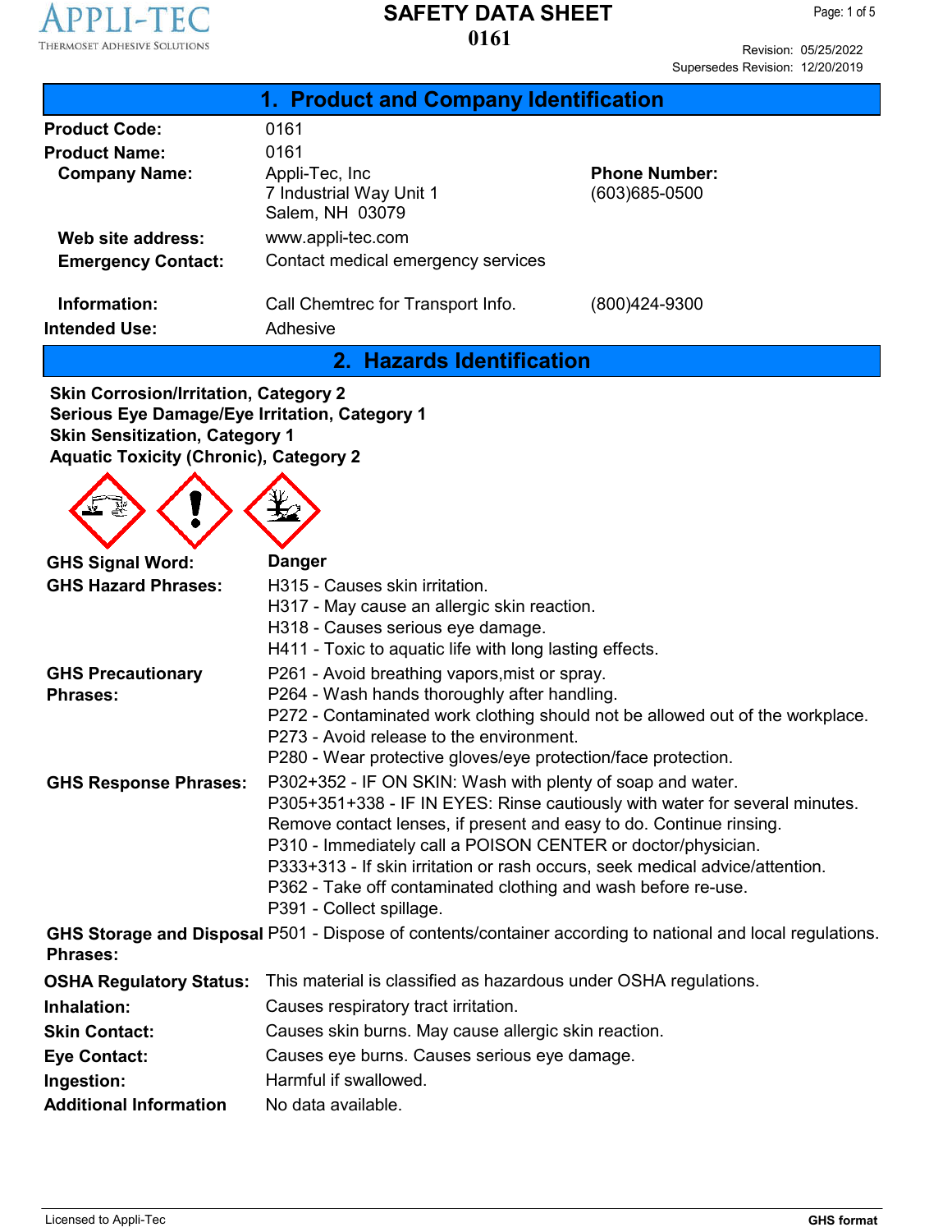# SAFETY DATA SHEET
# 0161

Revision: 05/25/2022
Supersedes Revision: 12/20/2019

## 1. Product and Company Identification

| | | | |
|---|---|---|---|
| **Product Code:** | 0161 | | |
| **Product Name:** | 0161 | | |
| **Company Name:** | Appli-Tec, Inc<br>7 Industrial Way Unit 1<br>Salem, NH 03079 | **Phone Number:** | (603)685-0500 |
| **Web site address:** | www.appli-tec.com | | |
| **Emergency Contact:** | Contact medical emergency services | | |
| **Information:** | Call Chemtrec for Transport Info. | | (800)424-9300 |
| **Intended Use:** | Adhesive | | |

## 2. Hazards Identification

**Skin Corrosion/Irritation, Category 2**
**Serious Eye Damage/Eye Irritation, Category 1**
**Skin Sensitization, Category 1**
**Aquatic Toxicity (Chronic), Category 2**

**GHS Signal Word:** **Danger**

**GHS Hazard Phrases:**
H315 - Causes skin irritation.
H317 - May cause an allergic skin reaction.
H318 - Causes serious eye damage.
H411 - Toxic to aquatic life with long lasting effects.

**GHS Precautionary Phrases:**
P261 - Avoid breathing vapors,mist or spray.
P264 - Wash hands thoroughly after handling.
P272 - Contaminated work clothing should not be allowed out of the workplace.
P273 - Avoid release to the environment.
P280 - Wear protective gloves/eye protection/face protection.

**GHS Response Phrases:**
P302+352 - IF ON SKIN: Wash with plenty of soap and water.
P305+351+338 - IF IN EYES: Rinse cautiously with water for several minutes. Remove contact lenses, if present and easy to do. Continue rinsing.
P310 - Immediately call a POISON CENTER or doctor/physician.
P333+313 - If skin irritation or rash occurs, seek medical advice/attention.
P362 - Take off contaminated clothing and wash before re-use.
P391 - Collect spillage.

**GHS Storage and Disposal Phrases:**
P501 - Dispose of contents/container according to national and local regulations.

| | |
|---|---|
| **OSHA Regulatory Status:** | This material is classified as hazardous under OSHA regulations. |
| **Inhalation:** | Causes respiratory tract irritation. |
| **Skin Contact:** | Causes skin burns. May cause allergic skin reaction. |
| **Eye Contact:** | Causes eye burns. Causes serious eye damage. |
| **Ingestion:** | Harmful if swallowed. |
| **Additional Information** | No data available. |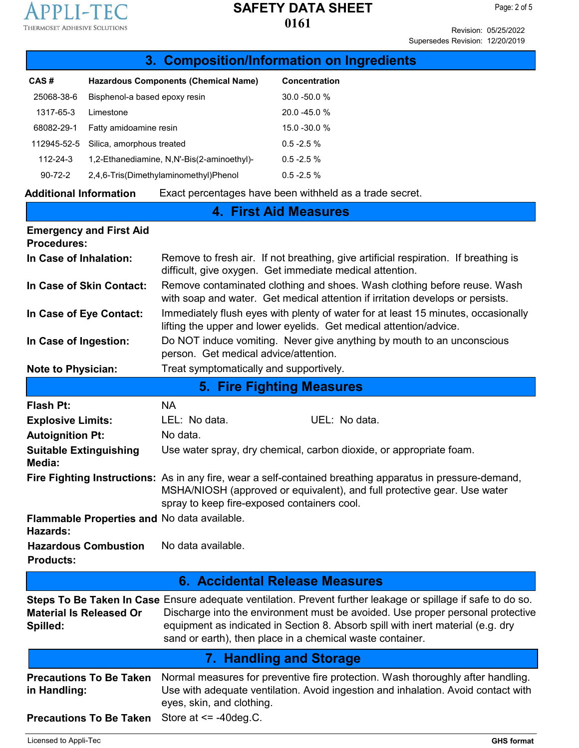## 3. Composition/Information on Ingredients

| CAS # | Hazardous Components (Chemical Name) | Concentration |
|---|---|---|
| 25068-38-6 | Bisphenol-a based epoxy resin | 30.0 -50.0 % |
| 1317-65-3 | Limestone | 20.0 -45.0 % |
| 68082-29-1 | Fatty amidoamine resin | 15.0 -30.0 % |
| 112945-52-5 | Silica, amorphous treated | 0.5 -2.5 % |
| 112-24-3 | 1,2-Ethanediamine, N,N'-Bis(2-aminoethyl)- | 0.5 -2.5 % |
| 90-72-2 | 2,4,6-Tris(Dimethylaminomethyl)Phenol | 0.5 -2.5 % |

**Additional Information** Exact percentages have been withheld as a trade secret.

## 4. First Aid Measures

**Emergency and First Aid Procedures:**

**In Case of Inhalation:** Remove to fresh air. If not breathing, give artificial respiration. If breathing is difficult, give oxygen. Get immediate medical attention.

**In Case of Skin Contact:** Remove contaminated clothing and shoes. Wash clothing before reuse. Wash with soap and water. Get medical attention if irritation develops or persists.

**In Case of Eye Contact:** Immediately flush eyes with plenty of water for at least 15 minutes, occasionally lifting the upper and lower eyelids. Get medical attention/advice.

**In Case of Ingestion:** Do NOT induce vomiting. Never give anything by mouth to an unconscious person. Get medical advice/attention.

**Note to Physician:** Treat symptomatically and supportively.

## 5. Fire Fighting Measures

**Flash Pt:** NA

**Explosive Limits:** LEL: No data. UEL: No data.

**Autoignition Pt:** No data.

**Suitable Extinguishing Media:** Use water spray, dry chemical, carbon dioxide, or appropriate foam.

**Fire Fighting Instructions:** As in any fire, wear a self-contained breathing apparatus in pressure-demand, MSHA/NIOSH (approved or equivalent), and full protective gear. Use water spray to keep fire-exposed containers cool.

**Flammable Properties and Hazards:** No data available.

**Hazardous Combustion Products:** No data available.

## 6. Accidental Release Measures

**Steps To Be Taken In Case Material Is Released Or Spilled:** Ensure adequate ventilation. Prevent further leakage or spillage if safe to do so. Discharge into the environment must be avoided. Use proper personal protective equipment as indicated in Section 8. Absorb spill with inert material (e.g. dry sand or earth), then place in a chemical waste container.

## 7. Handling and Storage

**Precautions To Be Taken in Handling:** Normal measures for preventive fire protection. Wash thoroughly after handling. Use with adequate ventilation. Avoid ingestion and inhalation. Avoid contact with eyes, skin, and clothing.

**Precautions To Be Taken** Store at <= -40deg.C.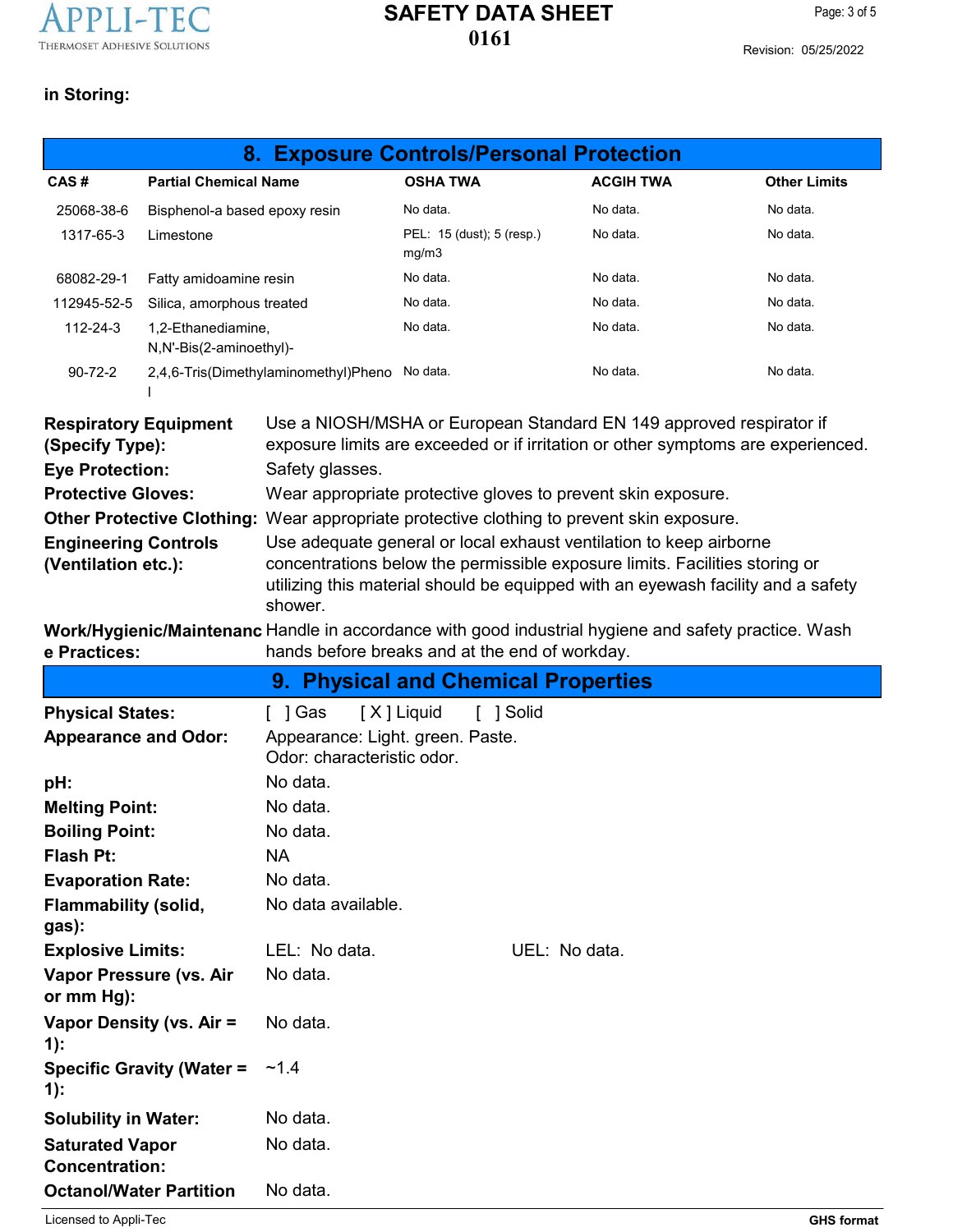**in Storing:**

## 8. Exposure Controls/Personal Protection

| CAS # | Partial Chemical Name | OSHA TWA | ACGIH TWA | Other Limits |
|---|---|---|---|---|
| 25068-38-6 | Bisphenol-a based epoxy resin | No data. | No data. | No data. |
| 1317-65-3 | Limestone | PEL: 15 (dust); 5 (resp.) mg/m3 | No data. | No data. |
| 68082-29-1 | Fatty amidoamine resin | No data. | No data. | No data. |
| 112945-52-5 | Silica, amorphous treated | No data. | No data. | No data. |
| 112-24-3 | 1,2-Ethanediamine, N,N'-Bis(2-aminoethyl)- | No data. | No data. | No data. |
| 90-72-2 | 2,4,6-Tris(Dimethylaminomethyl)Phenol | No data. | No data. | No data. |

**Respiratory Equipment (Specify Type):** Use a NIOSH/MSHA or European Standard EN 149 approved respirator if exposure limits are exceeded or if irritation or other symptoms are experienced.

**Eye Protection:** Safety glasses.

**Protective Gloves:** Wear appropriate protective gloves to prevent skin exposure.

**Other Protective Clothing:** Wear appropriate protective clothing to prevent skin exposure.

**Engineering Controls (Ventilation etc.):** Use adequate general or local exhaust ventilation to keep airborne concentrations below the permissible exposure limits. Facilities storing or utilizing this material should be equipped with an eyewash facility and a safety shower.

**Work/Hygienic/Maintenance Practices:** Handle in accordance with good industrial hygiene and safety practice. Wash hands before breaks and at the end of workday.

## 9. Physical and Chemical Properties

**Physical States:** [ ] Gas [X] Liquid [ ] Solid

**Appearance and Odor:** Appearance: Light. green. Paste.
Odor: characteristic odor.

**pH:** No data.

**Melting Point:** No data.

**Boiling Point:** No data.

**Flash Pt:** NA

**Evaporation Rate:** No data.

**Flammability (solid, gas):** No data available.

**Explosive Limits:** LEL: No data. UEL: No data.

**Vapor Pressure (vs. Air or mm Hg):** No data.

**Vapor Density (vs. Air = 1):** No data.

**Specific Gravity (Water = 1):** ~1.4

**Solubility in Water:** No data.

**Saturated Vapor Concentration:** No data.

**Octanol/Water Partition** No data.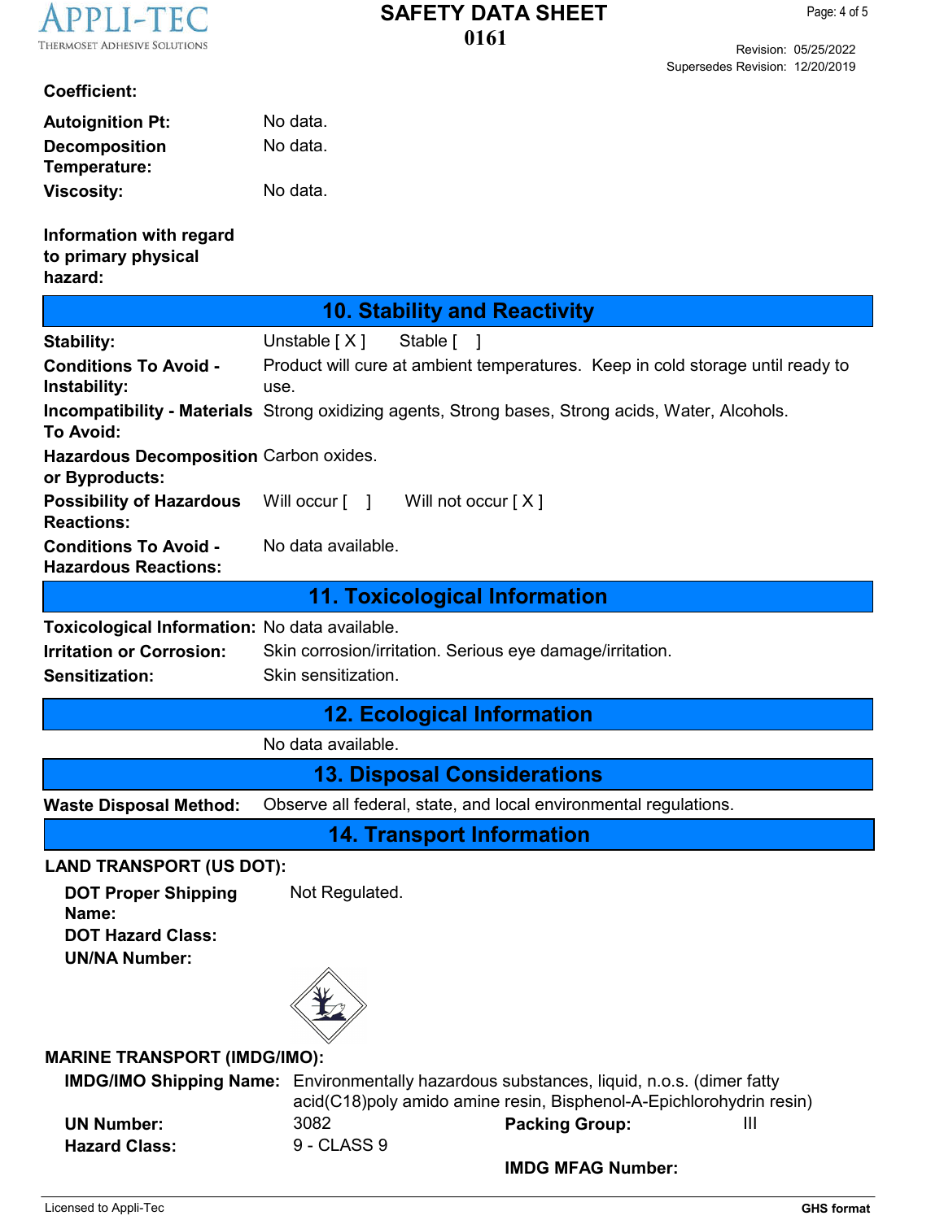**Coefficient:**

**Autoignition Pt:** No data.

**Decomposition Temperature:** No data.

**Viscosity:** No data.

**Information with regard to primary physical hazard:**

## 10. Stability and Reactivity

| | |
|---|---|
| **Stability:** | Unstable [ X ]    Stable [   ] |
| **Conditions To Avoid - Instability:** | Product will cure at ambient temperatures. Keep in cold storage until ready to use. |
| **Incompatibility - Materials To Avoid:** | Strong oxidizing agents, Strong bases, Strong acids, Water, Alcohols. |
| **Hazardous Decomposition or Byproducts:** | Carbon oxides. |
| **Possibility of Hazardous Reactions:** | Will occur [   ]    Will not occur [ X ] |
| **Conditions To Avoid - Hazardous Reactions:** | No data available. |

## 11. Toxicological Information

| | |
|---|---|
| **Toxicological Information:** | No data available. |
| **Irritation or Corrosion:** | Skin corrosion/irritation. Serious eye damage/irritation. |
| **Sensitization:** | Skin sensitization. |

## 12. Ecological Information

No data available.

## 13. Disposal Considerations

**Waste Disposal Method:** Observe all federal, state, and local environmental regulations.

## 14. Transport Information

**LAND TRANSPORT (US DOT):**

**DOT Proper Shipping Name:** Not Regulated.

**DOT Hazard Class:**

**UN/NA Number:**

**MARINE TRANSPORT (IMDG/IMO):**

**IMDG/IMO Shipping Name:** Environmentally hazardous substances, liquid, n.o.s. (dimer fatty acid(C18)poly amido amine resin, Bisphenol-A-Epichlorohydrin resin)

| | | | |
|---|---|---|---|
| **UN Number:** | 3082 | **Packing Group:** | III |
| **Hazard Class:** | 9 - CLASS 9 | | |
| | | **IMDG MFAG Number:** | |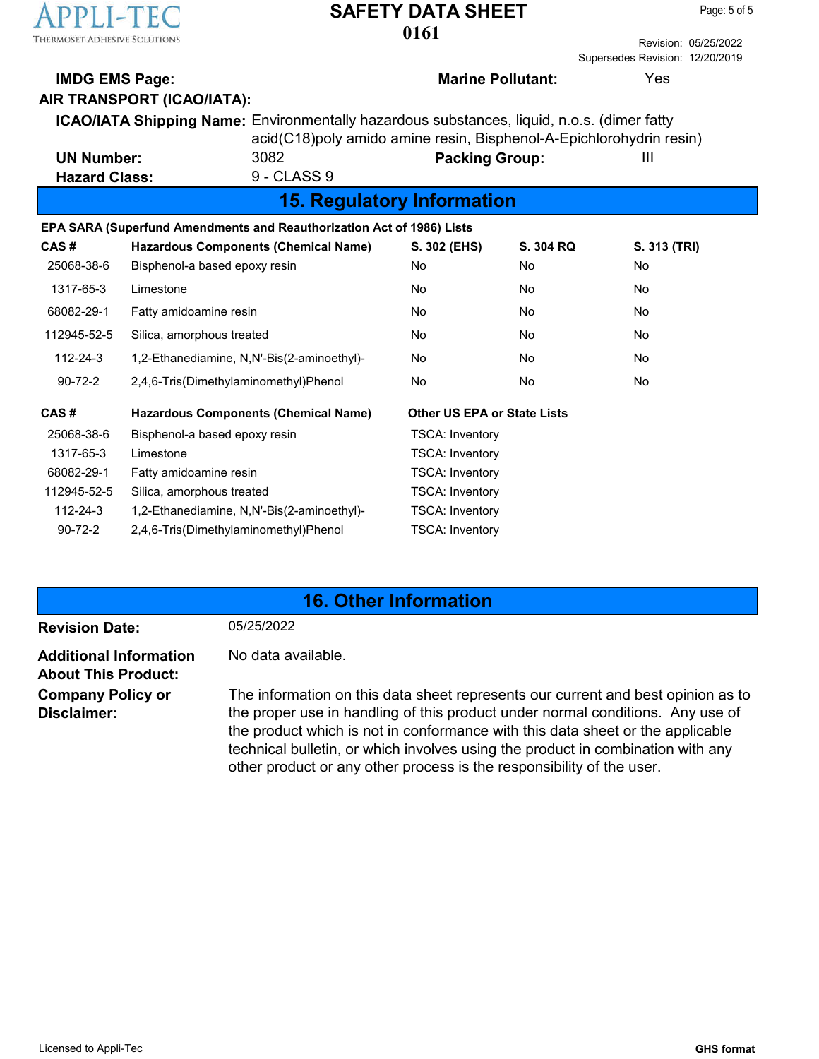**IMDG EMS Page:** **Marine Pollutant:** Yes

**AIR TRANSPORT (ICAO/IATA):**

**ICAO/IATA Shipping Name:** Environmentally hazardous substances, liquid, n.o.s. (dimer fatty acid(C18)poly amido amine resin, Bisphenol-A-Epichlorohydrin resin)

**UN Number:** 3082 **Packing Group:** III

**Hazard Class:** 9 - CLASS 9

## 15. Regulatory Information

**EPA SARA (Superfund Amendments and Reauthorization Act of 1986) Lists**

| CAS # | Hazardous Components (Chemical Name) | S. 302 (EHS) | S. 304 RQ | S. 313 (TRI) |
|---|---|---|---|---|
| 25068-38-6 | Bisphenol-a based epoxy resin | No | No | No |
| 1317-65-3 | Limestone | No | No | No |
| 68082-29-1 | Fatty amidoamine resin | No | No | No |
| 112945-52-5 | Silica, amorphous treated | No | No | No |
| 112-24-3 | 1,2-Ethanediamine, N,N'-Bis(2-aminoethyl)- | No | No | No |
| 90-72-2 | 2,4,6-Tris(Dimethylaminomethyl)Phenol | No | No | No |

| CAS # | Hazardous Components (Chemical Name) | Other US EPA or State Lists |
|---|---|---|
| 25068-38-6 | Bisphenol-a based epoxy resin | TSCA: Inventory |
| 1317-65-3 | Limestone | TSCA: Inventory |
| 68082-29-1 | Fatty amidoamine resin | TSCA: Inventory |
| 112945-52-5 | Silica, amorphous treated | TSCA: Inventory |
| 112-24-3 | 1,2-Ethanediamine, N,N'-Bis(2-aminoethyl)- | TSCA: Inventory |
| 90-72-2 | 2,4,6-Tris(Dimethylaminomethyl)Phenol | TSCA: Inventory |

## 16. Other Information

**Revision Date:** 05/25/2022

**Additional Information About This Product:** No data available.

**Company Policy or Disclaimer:** The information on this data sheet represents our current and best opinion as to the proper use in handling of this product under normal conditions. Any use of the product which is not in conformance with this data sheet or the applicable technical bulletin, or which involves using the product in combination with any other product or any other process is the responsibility of the user.